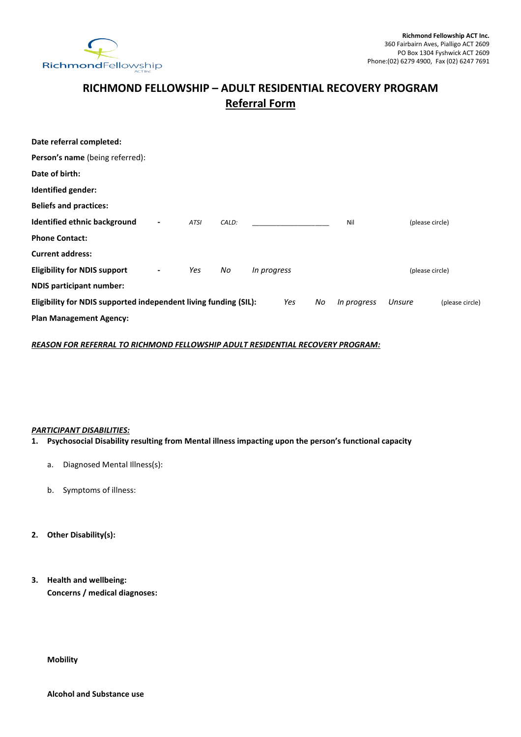**Richmond Fellowship ACT Inc.**
360 Fairbairn Aves, Pialligo ACT 2609
PO Box 1304 Fyshwick ACT 2609
Phone:(02) 6279 4900, Fax (02) 6247 7691

# RICHMOND FELLOWSHIP – ADULT RESIDENTIAL RECOVERY PROGRAM

## Referral Form

**Date referral completed:**

**Person's name** (being referred):

**Date of birth:**

**Identified gender:**

**Beliefs and practices:**

**Identified ethnic background** - *ATSI* *CALD:* ____________________ Nil (please circle)

**Phone Contact:**

**Current address:**

**Eligibility for NDIS support** - *Yes* *No* *In progress* (please circle)

**NDIS participant number:**

**Eligibility for NDIS supported independent living funding (SIL):** *Yes* *No* *In progress* *Unsure* (please circle)

**Plan Management Agency:**

***REASON FOR REFERRAL TO RICHMOND FELLOWSHIP ADULT RESIDENTIAL RECOVERY PROGRAM:***

***PARTICIPANT DISABILITIES:***

1. **Psychosocial Disability resulting from Mental illness impacting upon the person's functional capacity**
   a. Diagnosed Mental Illness(s):
   b. Symptoms of illness:

2. **Other Disability(s):**

3. **Health and wellbeing:**
   **Concerns / medical diagnoses:**

   **Mobility**

   **Alcohol and Substance use**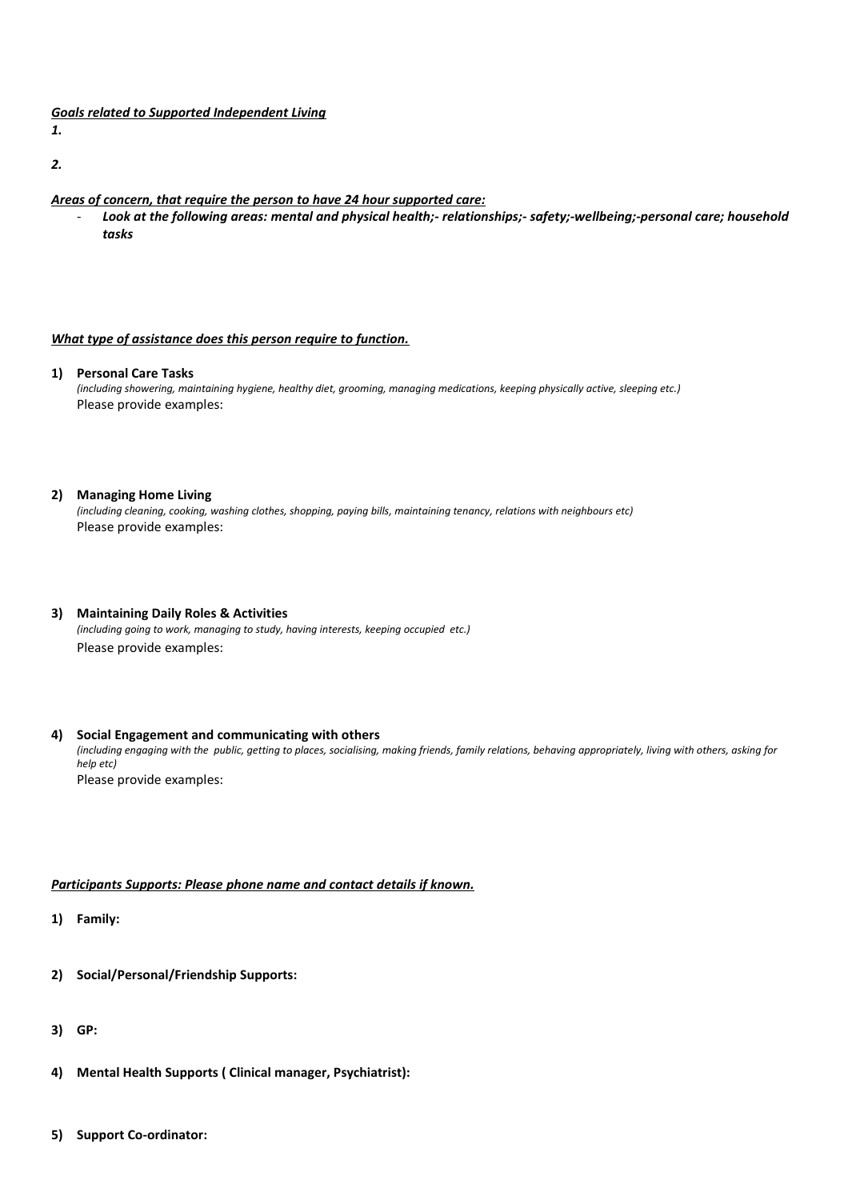***<u>Goals related to Supported Independent Living</u>***

***1.***

***2.***

***<u>Areas of concern, that require the person to have 24 hour supported care:</u>***

- ***Look at the following areas: mental and physical health;- relationships;- safety;-wellbeing;-personal care; household tasks***

***<u>What type of assistance does this person require to function.</u>***

**1) Personal Care Tasks**

*(including showering, maintaining hygiene, healthy diet, grooming, managing medications, keeping physically active, sleeping etc.)*

Please provide examples:

**2) Managing Home Living**

*(including cleaning, cooking, washing clothes, shopping, paying bills, maintaining tenancy, relations with neighbours etc)*

Please provide examples:

**3) Maintaining Daily Roles & Activities**

*(including going to work, managing to study, having interests, keeping occupied etc.)*

Please provide examples:

**4) Social Engagement and communicating with others**

*(including engaging with the public, getting to places, socialising, making friends, family relations, behaving appropriately, living with others, asking for help etc)*

Please provide examples:

***<u>Participants Supports: Please phone name and contact details if known.</u>***

**1) Family:**

**2) Social/Personal/Friendship Supports:**

**3) GP:**

**4) Mental Health Supports ( Clinical manager, Psychiatrist):**

**5) Support Co-ordinator:**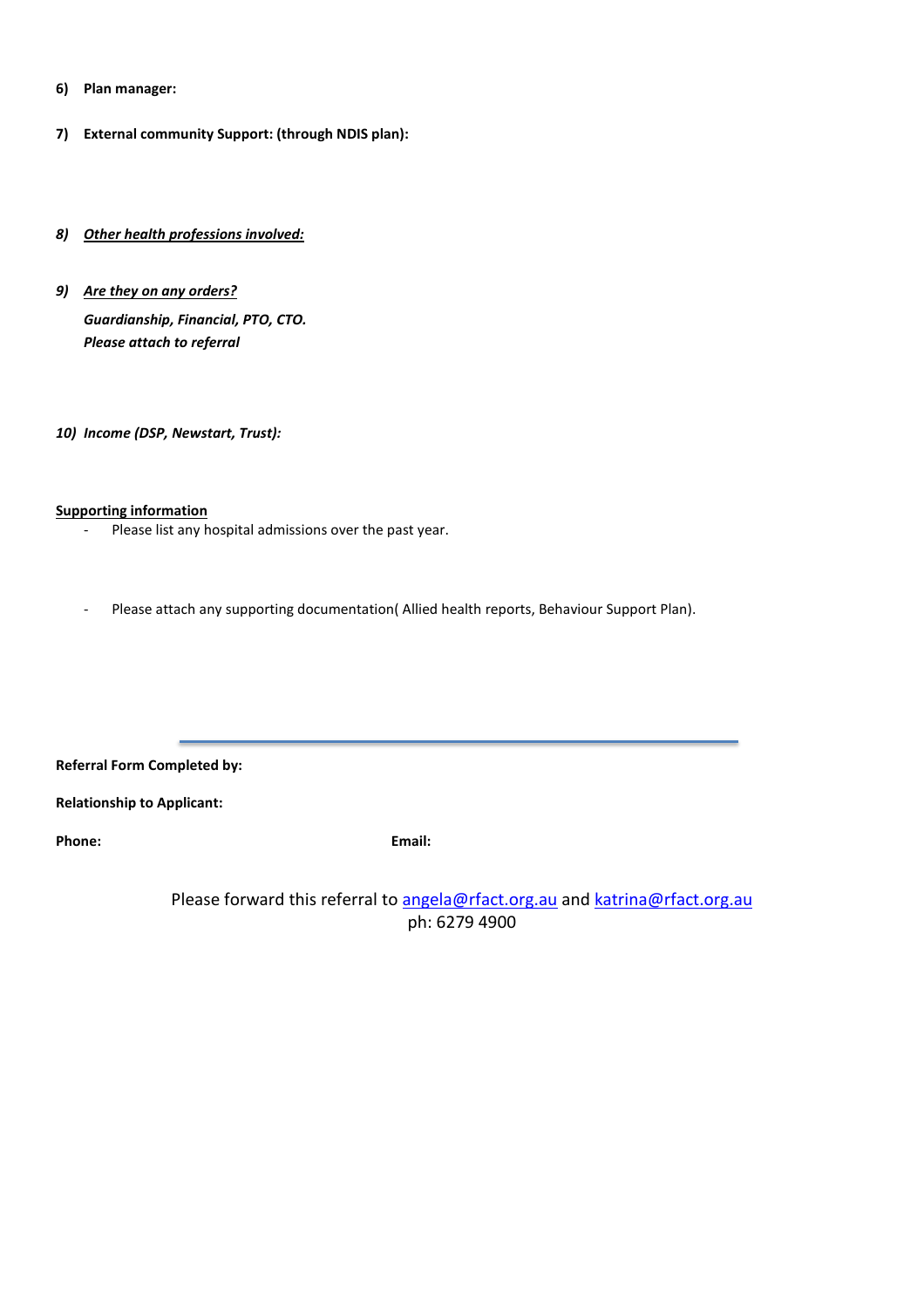6) **Plan manager:**

7) **External community Support: (through NDIS plan):**

8) ***Other health professions involved:***

9) ***Are they on any orders?***

   ***Guardianship, Financial, PTO, CTO.***
   ***Please attach to referral***

10) ***Income (DSP, Newstart, Trust):***

**Supporting information**

- Please list any hospital admissions over the past year.

- Please attach any supporting documentation( Allied health reports, Behaviour Support Plan).

---

**Referral Form Completed by:**

**Relationship to Applicant:**

**Phone:** **Email:**

Please forward this referral to angela@rfact.org.au and katrina@rfact.org.au
ph: 6279 4900